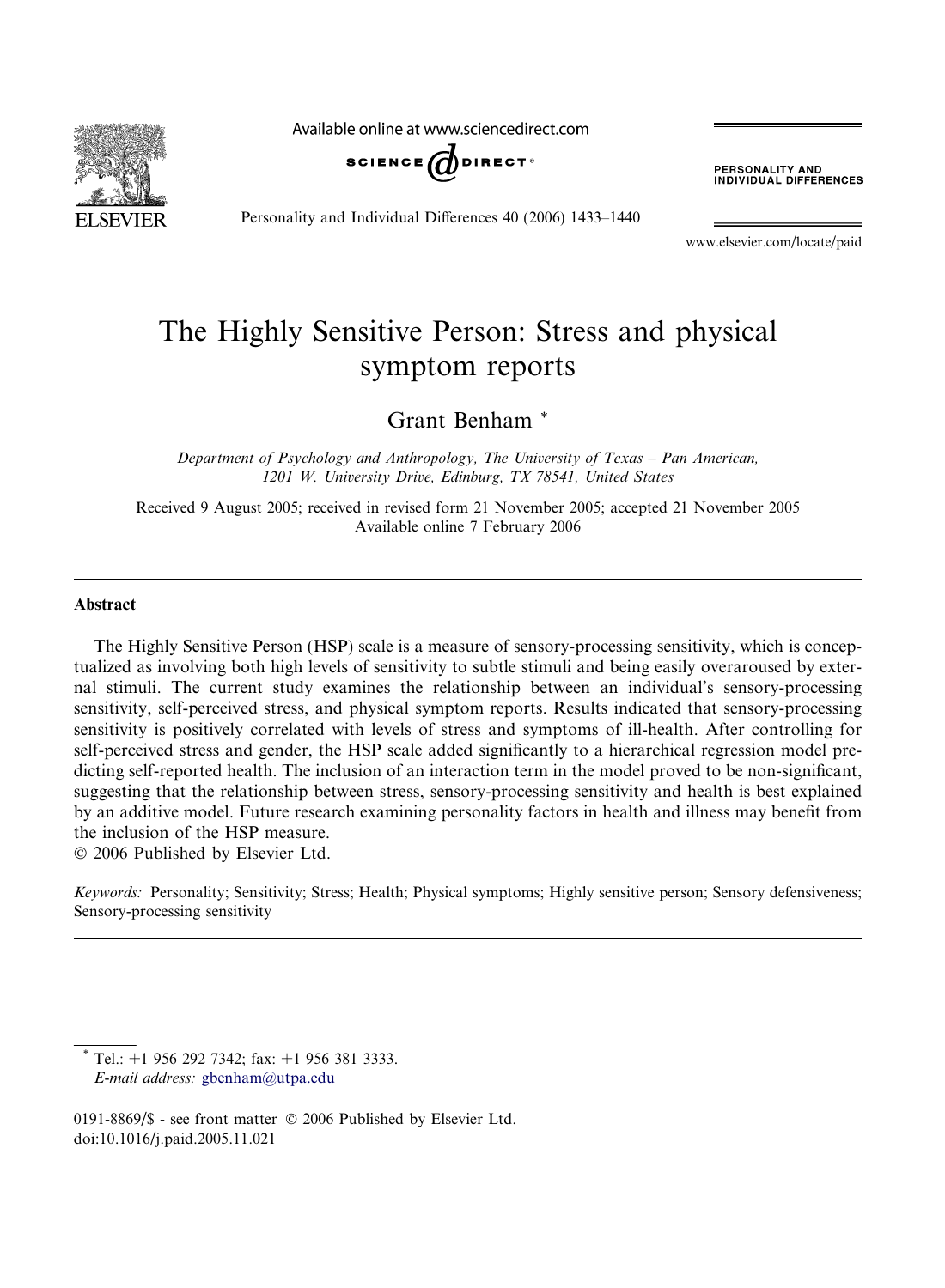Available online at www.sciencedirect.com

SCIENCE DIRECT®

PERSONALITY AND INDIVIDUAL DIFFERENCES

Personality and Individual Differences 40 (2006) 1433–1440

www.elsevier.com/locate/paid

# The Highly Sensitive Person: Stress and physical symptom reports

Grant Benham *

*Department of Psychology and Anthropology, The University of Texas – Pan American, 1201 W. University Drive, Edinburg, TX 78541, United States*

Received 9 August 2005; received in revised form 21 November 2005; accepted 21 November 2005
Available online 7 February 2006

## Abstract

The Highly Sensitive Person (HSP) scale is a measure of sensory-processing sensitivity, which is conceptualized as involving both high levels of sensitivity to subtle stimuli and being easily overaroused by external stimuli. The current study examines the relationship between an individual's sensory-processing sensitivity, self-perceived stress, and physical symptom reports. Results indicated that sensory-processing sensitivity is positively correlated with levels of stress and symptoms of ill-health. After controlling for self-perceived stress and gender, the HSP scale added significantly to a hierarchical regression model predicting self-reported health. The inclusion of an interaction term in the model proved to be non-significant, suggesting that the relationship between stress, sensory-processing sensitivity and health is best explained by an additive model. Future research examining personality factors in health and illness may benefit from the inclusion of the HSP measure.
© 2006 Published by Elsevier Ltd.

*Keywords:* Personality; Sensitivity; Stress; Health; Physical symptoms; Highly sensitive person; Sensory defensiveness; Sensory-processing sensitivity

---

* Tel.: +1 956 292 7342; fax: +1 956 381 3333.
*E-mail address:* gbenham@utpa.edu

0191-8869/$ - see front matter © 2006 Published by Elsevier Ltd.
doi:10.1016/j.paid.2005.11.021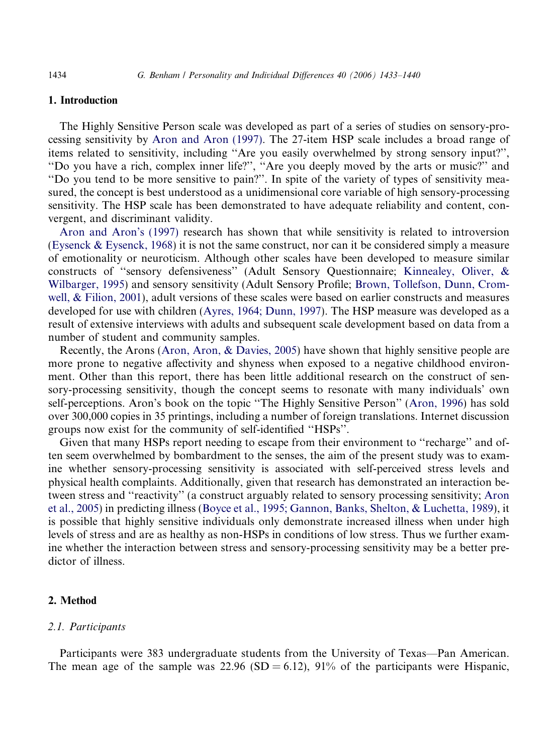## 1. Introduction

The Highly Sensitive Person scale was developed as part of a series of studies on sensory-processing sensitivity by Aron and Aron (1997). The 27-item HSP scale includes a broad range of items related to sensitivity, including ''Are you easily overwhelmed by strong sensory input?'', ''Do you have a rich, complex inner life?'', ''Are you deeply moved by the arts or music?'' and ''Do you tend to be more sensitive to pain?''. In spite of the variety of types of sensitivity measured, the concept is best understood as a unidimensional core variable of high sensory-processing sensitivity. The HSP scale has been demonstrated to have adequate reliability and content, convergent, and discriminant validity.

Aron and Aron's (1997) research has shown that while sensitivity is related to introversion (Eysenck & Eysenck, 1968) it is not the same construct, nor can it be considered simply a measure of emotionality or neuroticism. Although other scales have been developed to measure similar constructs of ''sensory defensiveness'' (Adult Sensory Questionnaire; Kinnealey, Oliver, & Wilbarger, 1995) and sensory sensitivity (Adult Sensory Profile; Brown, Tollefson, Dunn, Cromwell, & Filion, 2001), adult versions of these scales were based on earlier constructs and measures developed for use with children (Ayres, 1964; Dunn, 1997). The HSP measure was developed as a result of extensive interviews with adults and subsequent scale development based on data from a number of student and community samples.

Recently, the Arons (Aron, Aron, & Davies, 2005) have shown that highly sensitive people are more prone to negative affectivity and shyness when exposed to a negative childhood environment. Other than this report, there has been little additional research on the construct of sensory-processing sensitivity, though the concept seems to resonate with many individuals' own self-perceptions. Aron's book on the topic ''The Highly Sensitive Person'' (Aron, 1996) has sold over 300,000 copies in 35 printings, including a number of foreign translations. Internet discussion groups now exist for the community of self-identified ''HSPs''.

Given that many HSPs report needing to escape from their environment to ''recharge'' and often seem overwhelmed by bombardment to the senses, the aim of the present study was to examine whether sensory-processing sensitivity is associated with self-perceived stress levels and physical health complaints. Additionally, given that research has demonstrated an interaction between stress and ''reactivity'' (a construct arguably related to sensory processing sensitivity; Aron et al., 2005) in predicting illness (Boyce et al., 1995; Gannon, Banks, Shelton, & Luchetta, 1989), it is possible that highly sensitive individuals only demonstrate increased illness when under high levels of stress and are as healthy as non-HSPs in conditions of low stress. Thus we further examine whether the interaction between stress and sensory-processing sensitivity may be a better predictor of illness.

## 2. Method

### 2.1. Participants

Participants were 383 undergraduate students from the University of Texas—Pan American. The mean age of the sample was 22.96 (SD = 6.12), 91% of the participants were Hispanic,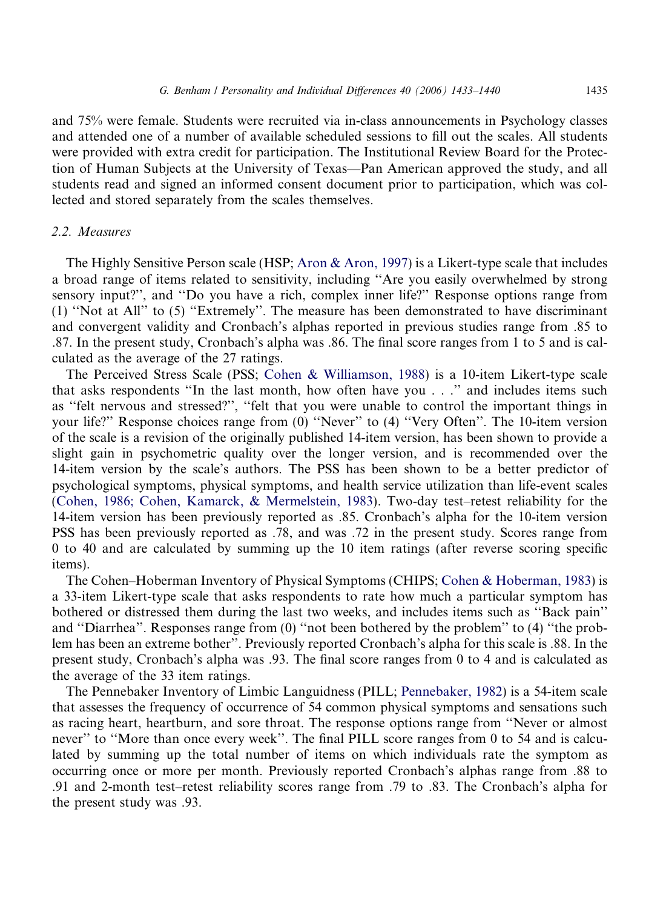and 75% were female. Students were recruited via in-class announcements in Psychology classes and attended one of a number of available scheduled sessions to fill out the scales. All students were provided with extra credit for participation. The Institutional Review Board for the Protection of Human Subjects at the University of Texas—Pan American approved the study, and all students read and signed an informed consent document prior to participation, which was collected and stored separately from the scales themselves.

### 2.2. Measures

The Highly Sensitive Person scale (HSP; Aron & Aron, 1997) is a Likert-type scale that includes a broad range of items related to sensitivity, including "Are you easily overwhelmed by strong sensory input?", and "Do you have a rich, complex inner life?" Response options range from (1) "Not at All" to (5) "Extremely". The measure has been demonstrated to have discriminant and convergent validity and Cronbach's alphas reported in previous studies range from .85 to .87. In the present study, Cronbach's alpha was .86. The final score ranges from 1 to 5 and is calculated as the average of the 27 ratings.

The Perceived Stress Scale (PSS; Cohen & Williamson, 1988) is a 10-item Likert-type scale that asks respondents "In the last month, how often have you . . ." and includes items such as "felt nervous and stressed?", "felt that you were unable to control the important things in your life?" Response choices range from (0) "Never" to (4) "Very Often". The 10-item version of the scale is a revision of the originally published 14-item version, has been shown to provide a slight gain in psychometric quality over the longer version, and is recommended over the 14-item version by the scale's authors. The PSS has been shown to be a better predictor of psychological symptoms, physical symptoms, and health service utilization than life-event scales (Cohen, 1986; Cohen, Kamarck, & Mermelstein, 1983). Two-day test–retest reliability for the 14-item version has been previously reported as .85. Cronbach's alpha for the 10-item version PSS has been previously reported as .78, and was .72 in the present study. Scores range from 0 to 40 and are calculated by summing up the 10 item ratings (after reverse scoring specific items).

The Cohen–Hoberman Inventory of Physical Symptoms (CHIPS; Cohen & Hoberman, 1983) is a 33-item Likert-type scale that asks respondents to rate how much a particular symptom has bothered or distressed them during the last two weeks, and includes items such as "Back pain" and "Diarrhea". Responses range from (0) "not been bothered by the problem" to (4) "the problem has been an extreme bother". Previously reported Cronbach's alpha for this scale is .88. In the present study, Cronbach's alpha was .93. The final score ranges from 0 to 4 and is calculated as the average of the 33 item ratings.

The Pennebaker Inventory of Limbic Languidness (PILL; Pennebaker, 1982) is a 54-item scale that assesses the frequency of occurrence of 54 common physical symptoms and sensations such as racing heart, heartburn, and sore throat. The response options range from "Never or almost never" to "More than once every week". The final PILL score ranges from 0 to 54 and is calculated by summing up the total number of items on which individuals rate the symptom as occurring once or more per month. Previously reported Cronbach's alphas range from .88 to .91 and 2-month test–retest reliability scores range from .79 to .83. The Cronbach's alpha for the present study was .93.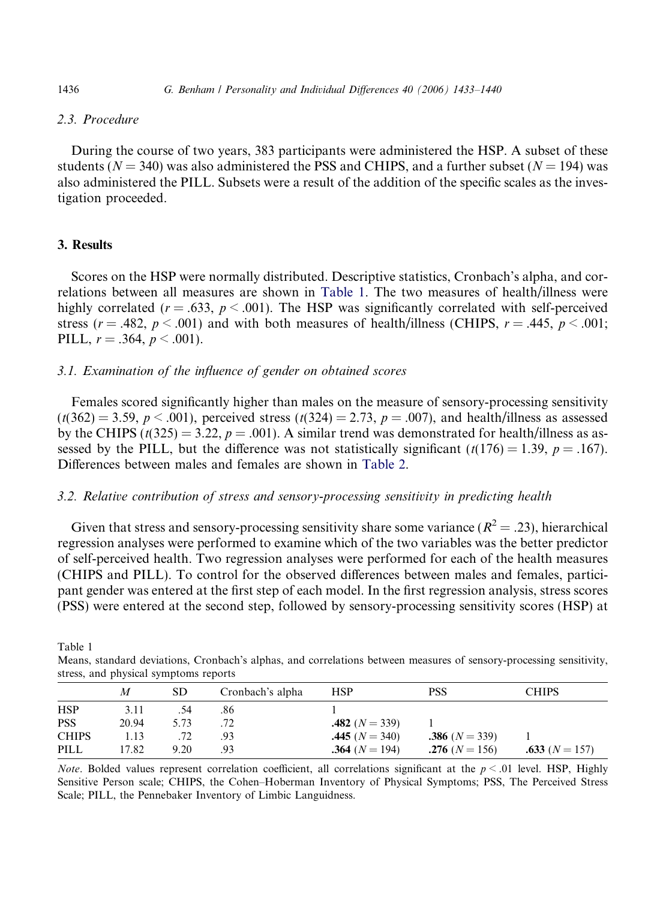### 2.3. Procedure

During the course of two years, 383 participants were administered the HSP. A subset of these students ($N = 340$) was also administered the PSS and CHIPS, and a further subset ($N = 194$) was also administered the PILL. Subsets were a result of the addition of the specific scales as the investigation proceeded.

## 3. Results

Scores on the HSP were normally distributed. Descriptive statistics, Cronbach's alpha, and correlations between all measures are shown in Table 1. The two measures of health/illness were highly correlated ($r = .633$, $p < .001$). The HSP was significantly correlated with self-perceived stress ($r = .482$, $p < .001$) and with both measures of health/illness (CHIPS, $r = .445$, $p < .001$; PILL, $r = .364$, $p < .001$).

### 3.1. Examination of the influence of gender on obtained scores

Females scored significantly higher than males on the measure of sensory-processing sensitivity ($t(362) = 3.59$, $p < .001$), perceived stress ($t(324) = 2.73$, $p = .007$), and health/illness as assessed by the CHIPS ($t(325) = 3.22$, $p = .001$). A similar trend was demonstrated for health/illness as assessed by the PILL, but the difference was not statistically significant ($t(176) = 1.39$, $p = .167$). Differences between males and females are shown in Table 2.

### 3.2. Relative contribution of stress and sensory-processing sensitivity in predicting health

Given that stress and sensory-processing sensitivity share some variance ($R^2 = .23$), hierarchical regression analyses were performed to examine which of the two variables was the better predictor of self-perceived health. Two regression analyses were performed for each of the health measures (CHIPS and PILL). To control for the observed differences between males and females, participant gender was entered at the first step of each model. In the first regression analysis, stress scores (PSS) were entered at the second step, followed by sensory-processing sensitivity scores (HSP) at

Table 1
Means, standard deviations, Cronbach's alphas, and correlations between measures of sensory-processing sensitivity, stress, and physical symptoms reports

| | *M* | SD | Cronbach's alpha | HSP | PSS | CHIPS |
|---|---|---|---|---|---|---|
| HSP | 3.11 | .54 | .86 | 1 | | |
| PSS | 20.94 | 5.73 | .72 | **.482** ($N = 339$) | 1 | |
| CHIPS | 1.13 | .72 | .93 | **.445** ($N = 340$) | **.386** ($N = 339$) | 1 |
| PILL | 17.82 | 9.20 | .93 | **.364** ($N = 194$) | **.276** ($N = 156$) | **.633** ($N = 157$) |

*Note*. Bolded values represent correlation coefficient, all correlations significant at the $p < .01$ level. HSP, Highly Sensitive Person scale; CHIPS, the Cohen–Hoberman Inventory of Physical Symptoms; PSS, The Perceived Stress Scale; PILL, the Pennebaker Inventory of Limbic Languidness.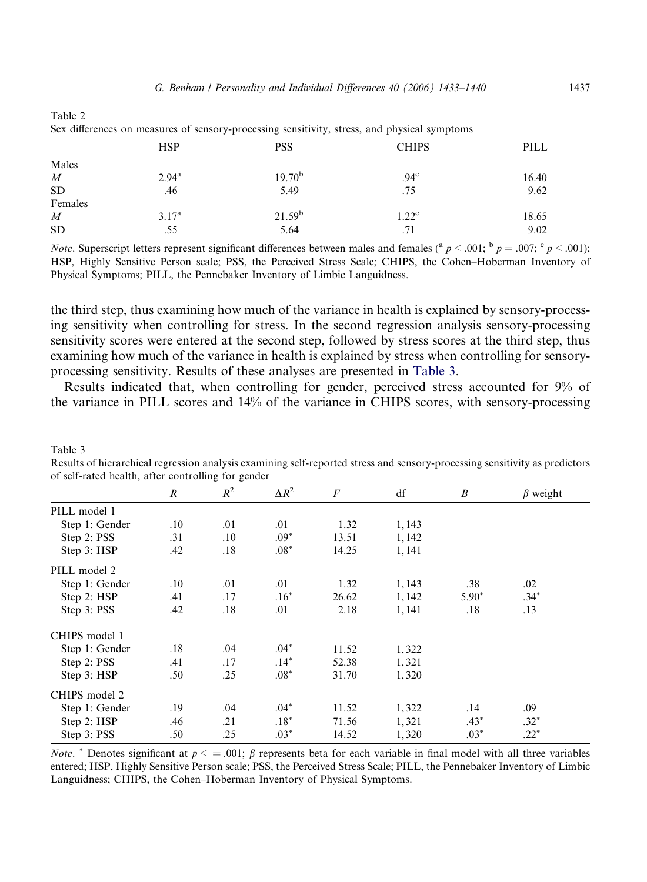Table 2
Sex differences on measures of sensory-processing sensitivity, stress, and physical symptoms

| | HSP | PSS | CHIPS | PILL |
|---|---|---|---|---|
| Males | | | | |
| *M* | 2.94[a] | 19.70[b] | .94[c] | 16.40 |
| SD | .46 | 5.49 | .75 | 9.62 |
| Females | | | | |
| *M* | 3.17[a] | 21.59[b] | 1.22[c] | 18.65 |
| SD | .55 | 5.64 | .71 | 9.02 |

*Note*. Superscript letters represent significant differences between males and females ([a] $p < .001$; [b] $p = .007$; [c] $p < .001$); HSP, Highly Sensitive Person scale; PSS, the Perceived Stress Scale; CHIPS, the Cohen–Hoberman Inventory of Physical Symptoms; PILL, the Pennebaker Inventory of Limbic Languidness.

the third step, thus examining how much of the variance in health is explained by sensory-processing sensitivity when controlling for stress. In the second regression analysis sensory-processing sensitivity scores were entered at the second step, followed by stress scores at the third step, thus examining how much of the variance in health is explained by stress when controlling for sensory-processing sensitivity. Results of these analyses are presented in Table 3.

Results indicated that, when controlling for gender, perceived stress accounted for 9% of the variance in PILL scores and 14% of the variance in CHIPS scores, with sensory-processing

Table 3
Results of hierarchical regression analysis examining self-reported stress and sensory-processing sensitivity as predictors of self-rated health, after controlling for gender

| | $R$ | $R^2$ | $\Delta R^2$ | $F$ | df | $B$ | $\beta$ weight |
|---|---|---|---|---|---|---|---|
| PILL model 1 | | | | | | | |
| Step 1: Gender | .10 | .01 | .01 | 1.32 | 1, 143 | | |
| Step 2: PSS | .31 | .10 | .09* | 13.51 | 1, 142 | | |
| Step 3: HSP | .42 | .18 | .08* | 14.25 | 1, 141 | | |
| PILL model 2 | | | | | | | |
| Step 1: Gender | .10 | .01 | .01 | 1.32 | 1, 143 | .38 | .02 |
| Step 2: HSP | .41 | .17 | .16* | 26.62 | 1, 142 | 5.90* | .34* |
| Step 3: PSS | .42 | .18 | .01 | 2.18 | 1, 141 | .18 | .13 |
| CHIPS model 1 | | | | | | | |
| Step 1: Gender | .18 | .04 | .04* | 11.52 | 1, 322 | | |
| Step 2: PSS | .41 | .17 | .14* | 52.38 | 1, 321 | | |
| Step 3: HSP | .50 | .25 | .08* | 31.70 | 1, 320 | | |
| CHIPS model 2 | | | | | | | |
| Step 1: Gender | .19 | .04 | .04* | 11.52 | 1, 322 | .14 | .09 |
| Step 2: HSP | .46 | .21 | .18* | 71.56 | 1, 321 | .43* | .32* |
| Step 3: PSS | .50 | .25 | .03* | 14.52 | 1, 320 | .03* | .22* |

*Note*. * Denotes significant at $p <= .001$; $\beta$ represents beta for each variable in final model with all three variables entered; HSP, Highly Sensitive Person scale; PSS, the Perceived Stress Scale; PILL, the Pennebaker Inventory of Limbic Languidness; CHIPS, the Cohen–Hoberman Inventory of Physical Symptoms.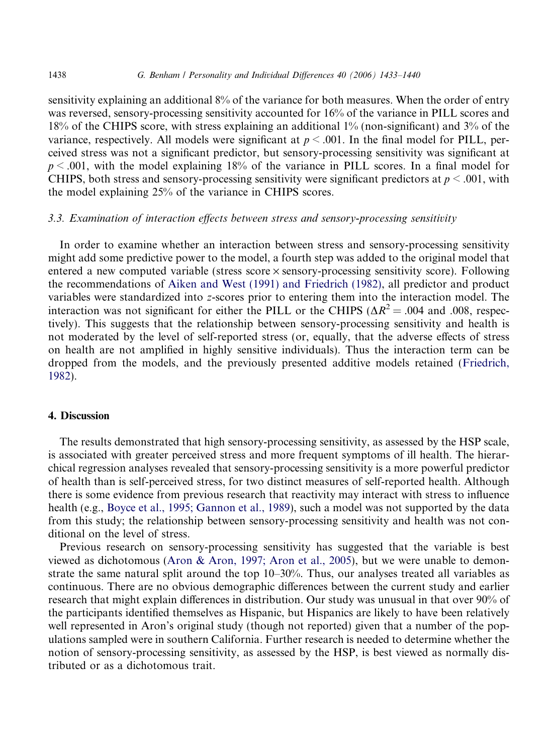sensitivity explaining an additional 8% of the variance for both measures. When the order of entry was reversed, sensory-processing sensitivity accounted for 16% of the variance in PILL scores and 18% of the CHIPS score, with stress explaining an additional 1% (non-significant) and 3% of the variance, respectively. All models were significant at $p < .001$. In the final model for PILL, perceived stress was not a significant predictor, but sensory-processing sensitivity was significant at $p < .001$, with the model explaining 18% of the variance in PILL scores. In a final model for CHIPS, both stress and sensory-processing sensitivity were significant predictors at $p < .001$, with the model explaining 25% of the variance in CHIPS scores.

### *3.3. Examination of interaction effects between stress and sensory-processing sensitivity*

In order to examine whether an interaction between stress and sensory-processing sensitivity might add some predictive power to the model, a fourth step was added to the original model that entered a new computed variable (stress score × sensory-processing sensitivity score). Following the recommendations of Aiken and West (1991) and Friedrich (1982), all predictor and product variables were standardized into *z*-scores prior to entering them into the interaction model. The interaction was not significant for either the PILL or the CHIPS ($\Delta R^2 = .004$ and .008, respectively). This suggests that the relationship between sensory-processing sensitivity and health is not moderated by the level of self-reported stress (or, equally, that the adverse effects of stress on health are not amplified in highly sensitive individuals). Thus the interaction term can be dropped from the models, and the previously presented additive models retained (Friedrich, 1982).

## 4. Discussion

The results demonstrated that high sensory-processing sensitivity, as assessed by the HSP scale, is associated with greater perceived stress and more frequent symptoms of ill health. The hierarchical regression analyses revealed that sensory-processing sensitivity is a more powerful predictor of health than is self-perceived stress, for two distinct measures of self-reported health. Although there is some evidence from previous research that reactivity may interact with stress to influence health (e.g., Boyce et al., 1995; Gannon et al., 1989), such a model was not supported by the data from this study; the relationship between sensory-processing sensitivity and health was not conditional on the level of stress.

Previous research on sensory-processing sensitivity has suggested that the variable is best viewed as dichotomous (Aron & Aron, 1997; Aron et al., 2005), but we were unable to demonstrate the same natural split around the top 10–30%. Thus, our analyses treated all variables as continuous. There are no obvious demographic differences between the current study and earlier research that might explain differences in distribution. Our study was unusual in that over 90% of the participants identified themselves as Hispanic, but Hispanics are likely to have been relatively well represented in Aron's original study (though not reported) given that a number of the populations sampled were in southern California. Further research is needed to determine whether the notion of sensory-processing sensitivity, as assessed by the HSP, is best viewed as normally distributed or as a dichotomous trait.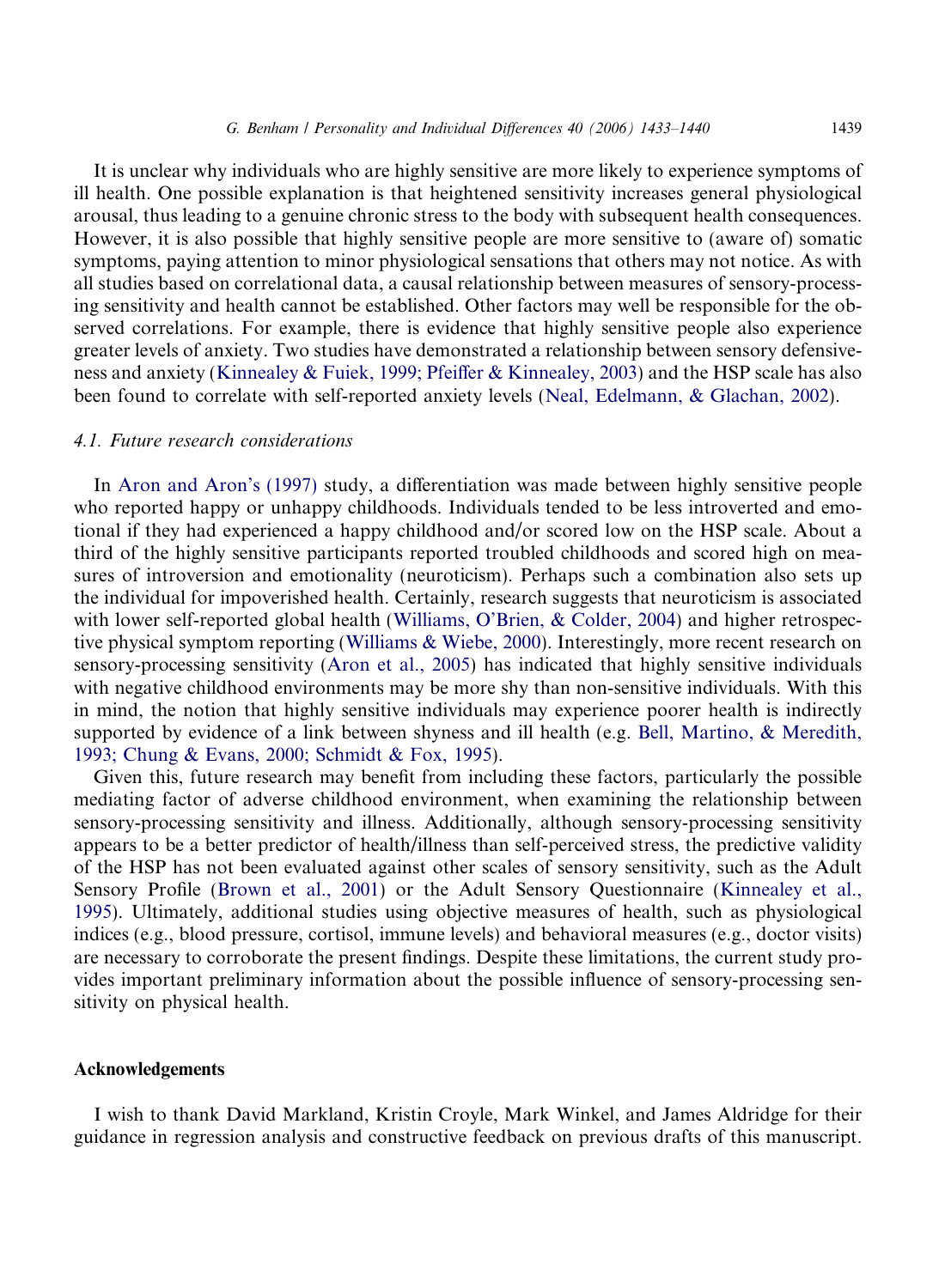It is unclear why individuals who are highly sensitive are more likely to experience symptoms of ill health. One possible explanation is that heightened sensitivity increases general physiological arousal, thus leading to a genuine chronic stress to the body with subsequent health consequences. However, it is also possible that highly sensitive people are more sensitive to (aware of) somatic symptoms, paying attention to minor physiological sensations that others may not notice. As with all studies based on correlational data, a causal relationship between measures of sensory-processing sensitivity and health cannot be established. Other factors may well be responsible for the observed correlations. For example, there is evidence that highly sensitive people also experience greater levels of anxiety. Two studies have demonstrated a relationship between sensory defensiveness and anxiety (Kinnealey & Fuiek, 1999; Pfeiffer & Kinnealey, 2003) and the HSP scale has also been found to correlate with self-reported anxiety levels (Neal, Edelmann, & Glachan, 2002).

### *4.1. Future research considerations*

In Aron and Aron's (1997) study, a differentiation was made between highly sensitive people who reported happy or unhappy childhoods. Individuals tended to be less introverted and emotional if they had experienced a happy childhood and/or scored low on the HSP scale. About a third of the highly sensitive participants reported troubled childhoods and scored high on measures of introversion and emotionality (neuroticism). Perhaps such a combination also sets up the individual for impoverished health. Certainly, research suggests that neuroticism is associated with lower self-reported global health (Williams, O'Brien, & Colder, 2004) and higher retrospective physical symptom reporting (Williams & Wiebe, 2000). Interestingly, more recent research on sensory-processing sensitivity (Aron et al., 2005) has indicated that highly sensitive individuals with negative childhood environments may be more shy than non-sensitive individuals. With this in mind, the notion that highly sensitive individuals may experience poorer health is indirectly supported by evidence of a link between shyness and ill health (e.g. Bell, Martino, & Meredith, 1993; Chung & Evans, 2000; Schmidt & Fox, 1995).

Given this, future research may benefit from including these factors, particularly the possible mediating factor of adverse childhood environment, when examining the relationship between sensory-processing sensitivity and illness. Additionally, although sensory-processing sensitivity appears to be a better predictor of health/illness than self-perceived stress, the predictive validity of the HSP has not been evaluated against other scales of sensory sensitivity, such as the Adult Sensory Profile (Brown et al., 2001) or the Adult Sensory Questionnaire (Kinnealey et al., 1995). Ultimately, additional studies using objective measures of health, such as physiological indices (e.g., blood pressure, cortisol, immune levels) and behavioral measures (e.g., doctor visits) are necessary to corroborate the present findings. Despite these limitations, the current study provides important preliminary information about the possible influence of sensory-processing sensitivity on physical health.

## Acknowledgements

I wish to thank David Markland, Kristin Croyle, Mark Winkel, and James Aldridge for their guidance in regression analysis and constructive feedback on previous drafts of this manuscript.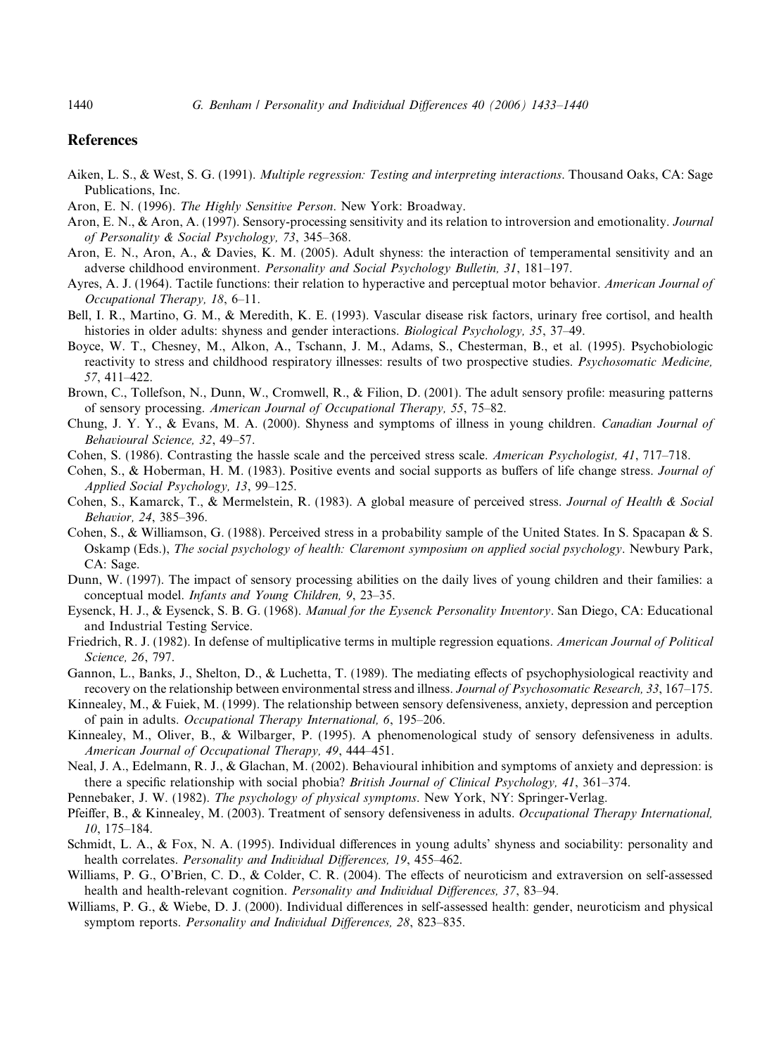## References

Aiken, L. S., & West, S. G. (1991). *Multiple regression: Testing and interpreting interactions*. Thousand Oaks, CA: Sage Publications, Inc.

Aron, E. N. (1996). *The Highly Sensitive Person*. New York: Broadway.

Aron, E. N., & Aron, A. (1997). Sensory-processing sensitivity and its relation to introversion and emotionality. *Journal of Personality & Social Psychology, 73*, 345–368.

Aron, E. N., Aron, A., & Davies, K. M. (2005). Adult shyness: the interaction of temperamental sensitivity and an adverse childhood environment. *Personality and Social Psychology Bulletin, 31*, 181–197.

Ayres, A. J. (1964). Tactile functions: their relation to hyperactive and perceptual motor behavior. *American Journal of Occupational Therapy, 18*, 6–11.

Bell, I. R., Martino, G. M., & Meredith, K. E. (1993). Vascular disease risk factors, urinary free cortisol, and health histories in older adults: shyness and gender interactions. *Biological Psychology, 35*, 37–49.

Boyce, W. T., Chesney, M., Alkon, A., Tschann, J. M., Adams, S., Chesterman, B., et al. (1995). Psychobiologic reactivity to stress and childhood respiratory illnesses: results of two prospective studies. *Psychosomatic Medicine, 57*, 411–422.

Brown, C., Tollefson, N., Dunn, W., Cromwell, R., & Filion, D. (2001). The adult sensory profile: measuring patterns of sensory processing. *American Journal of Occupational Therapy, 55*, 75–82.

Chung, J. Y. Y., & Evans, M. A. (2000). Shyness and symptoms of illness in young children. *Canadian Journal of Behavioural Science, 32*, 49–57.

Cohen, S. (1986). Contrasting the hassle scale and the perceived stress scale. *American Psychologist, 41*, 717–718.

Cohen, S., & Hoberman, H. M. (1983). Positive events and social supports as buffers of life change stress. *Journal of Applied Social Psychology, 13*, 99–125.

Cohen, S., Kamarck, T., & Mermelstein, R. (1983). A global measure of perceived stress. *Journal of Health & Social Behavior, 24*, 385–396.

Cohen, S., & Williamson, G. (1988). Perceived stress in a probability sample of the United States. In S. Spacapan & S. Oskamp (Eds.), *The social psychology of health: Claremont symposium on applied social psychology*. Newbury Park, CA: Sage.

Dunn, W. (1997). The impact of sensory processing abilities on the daily lives of young children and their families: a conceptual model. *Infants and Young Children, 9*, 23–35.

Eysenck, H. J., & Eysenck, S. B. G. (1968). *Manual for the Eysenck Personality Inventory*. San Diego, CA: Educational and Industrial Testing Service.

Friedrich, R. J. (1982). In defense of multiplicative terms in multiple regression equations. *American Journal of Political Science, 26*, 797.

Gannon, L., Banks, J., Shelton, D., & Luchetta, T. (1989). The mediating effects of psychophysiological reactivity and recovery on the relationship between environmental stress and illness. *Journal of Psychosomatic Research, 33*, 167–175.

Kinnealey, M., & Fuiek, M. (1999). The relationship between sensory defensiveness, anxiety, depression and perception of pain in adults. *Occupational Therapy International, 6*, 195–206.

Kinnealey, M., Oliver, B., & Wilbarger, P. (1995). A phenomenological study of sensory defensiveness in adults. *American Journal of Occupational Therapy, 49*, 444–451.

Neal, J. A., Edelmann, R. J., & Glachan, M. (2002). Behavioural inhibition and symptoms of anxiety and depression: is there a specific relationship with social phobia? *British Journal of Clinical Psychology, 41*, 361–374.

Pennebaker, J. W. (1982). *The psychology of physical symptoms*. New York, NY: Springer-Verlag.

Pfeiffer, B., & Kinnealey, M. (2003). Treatment of sensory defensiveness in adults. *Occupational Therapy International, 10*, 175–184.

Schmidt, L. A., & Fox, N. A. (1995). Individual differences in young adults' shyness and sociability: personality and health correlates. *Personality and Individual Differences, 19*, 455–462.

Williams, P. G., O'Brien, C. D., & Colder, C. R. (2004). The effects of neuroticism and extraversion on self-assessed health and health-relevant cognition. *Personality and Individual Differences, 37*, 83–94.

Williams, P. G., & Wiebe, D. J. (2000). Individual differences in self-assessed health: gender, neuroticism and physical symptom reports. *Personality and Individual Differences, 28*, 823–835.